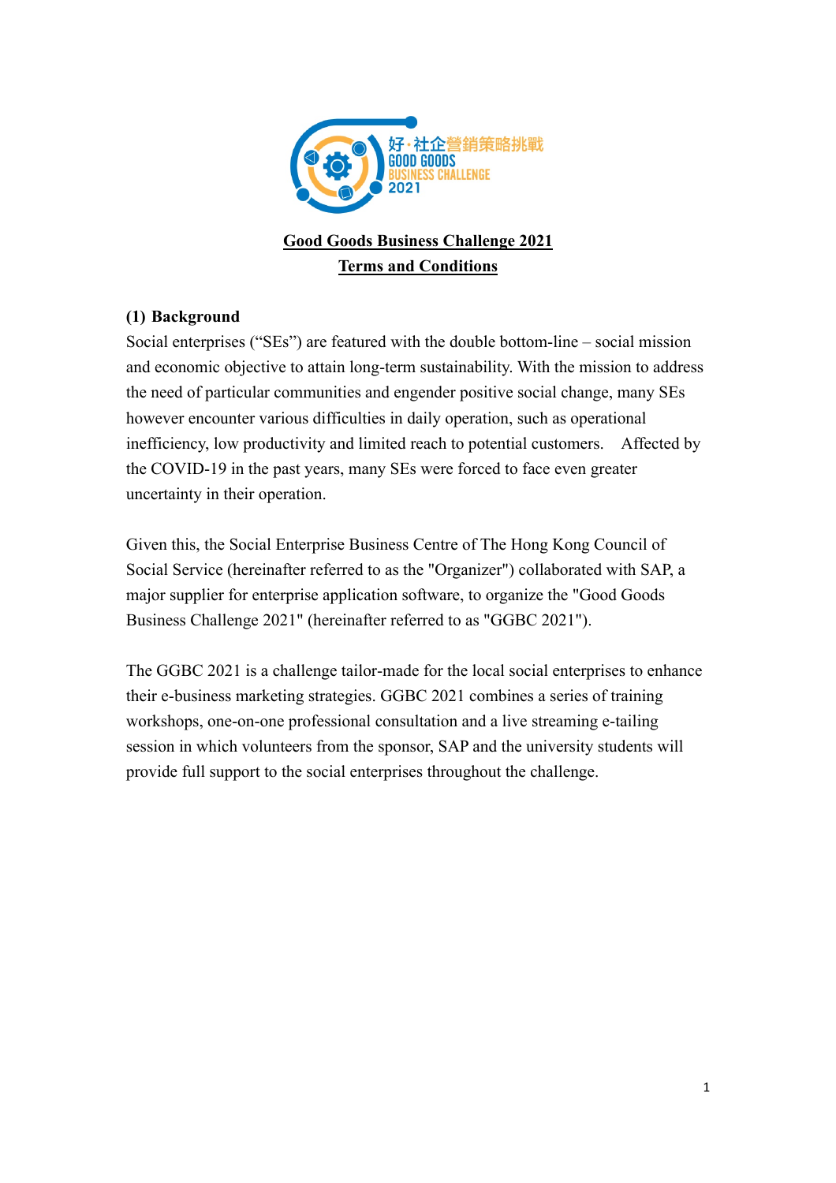# Good Goods Business Challenge 2021
# Terms and Conditions

## (1) Background

Social enterprises ("SEs") are featured with the double bottom-line – social mission and economic objective to attain long-term sustainability. With the mission to address the need of particular communities and engender positive social change, many SEs however encounter various difficulties in daily operation, such as operational inefficiency, low productivity and limited reach to potential customers. Affected by the COVID-19 in the past years, many SEs were forced to face even greater uncertainty in their operation.

Given this, the Social Enterprise Business Centre of The Hong Kong Council of Social Service (hereinafter referred to as the "Organizer") collaborated with SAP, a major supplier for enterprise application software, to organize the "Good Goods Business Challenge 2021" (hereinafter referred to as "GGBC 2021").

The GGBC 2021 is a challenge tailor-made for the local social enterprises to enhance their e-business marketing strategies. GGBC 2021 combines a series of training workshops, one-on-one professional consultation and a live streaming e-tailing session in which volunteers from the sponsor, SAP and the university students will provide full support to the social enterprises throughout the challenge.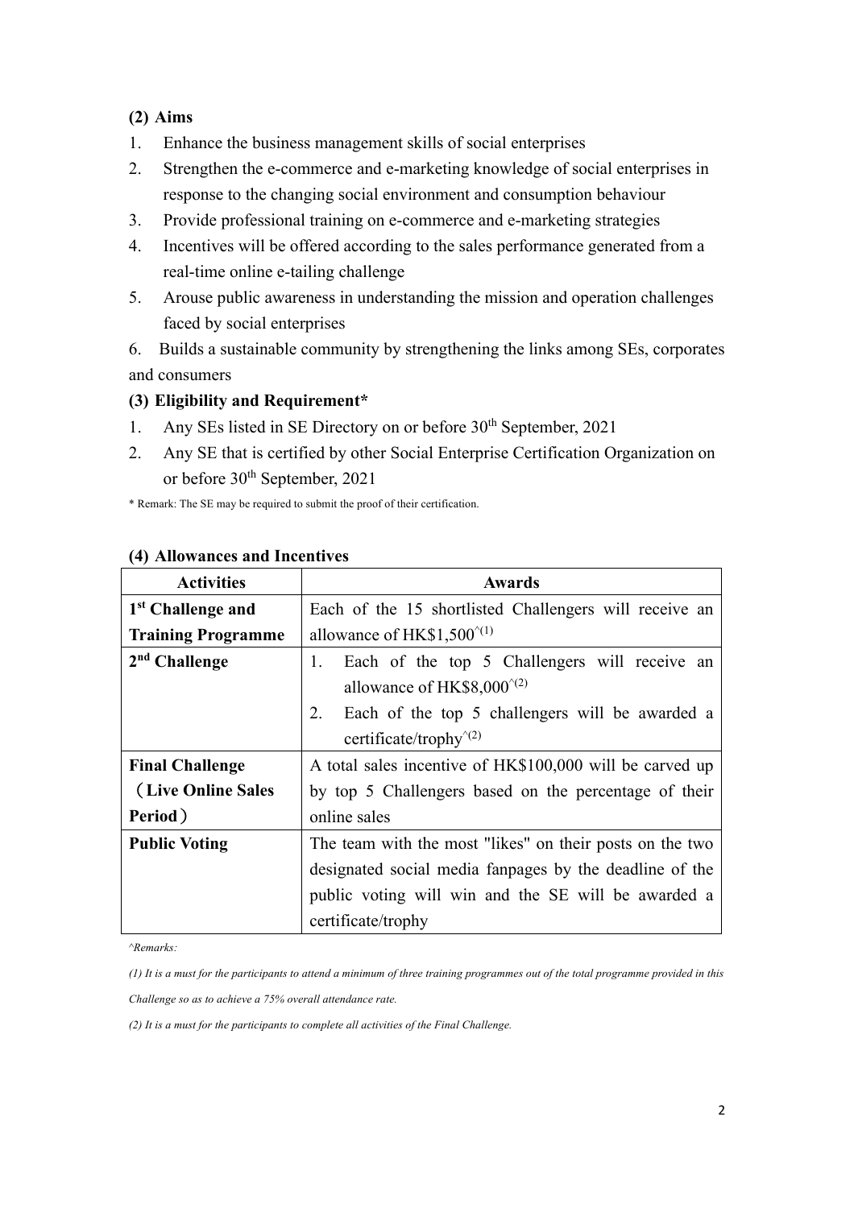### (2) Aims

1. Enhance the business management skills of social enterprises
2. Strengthen the e-commerce and e-marketing knowledge of social enterprises in response to the changing social environment and consumption behaviour
3. Provide professional training on e-commerce and e-marketing strategies
4. Incentives will be offered according to the sales performance generated from a real-time online e-tailing challenge
5. Arouse public awareness in understanding the mission and operation challenges faced by social enterprises
6. Builds a sustainable community by strengthening the links among SEs, corporates and consumers

### (3) Eligibility and Requirement*

1. Any SEs listed in SE Directory on or before 30th September, 2021
2. Any SE that is certified by other Social Enterprise Certification Organization on or before 30th September, 2021

\* Remark: The SE may be required to submit the proof of their certification.

### (4) Allowances and Incentives

| Activities | Awards |
|---|---|
| **1st Challenge and Training Programme** | Each of the 15 shortlisted Challengers will receive an allowance of HK$1,500^(1) |
| **2nd Challenge** | 1. Each of the top 5 Challengers will receive an allowance of HK$8,000^(2)<br>2. Each of the top 5 challengers will be awarded a certificate/trophy^(2) |
| **Final Challenge （Live Online Sales Period）** | A total sales incentive of HK$100,000 will be carved up by top 5 Challengers based on the percentage of their online sales |
| **Public Voting** | The team with the most "likes" on their posts on the two designated social media fanpages by the deadline of the public voting will win and the SE will be awarded a certificate/trophy |

*^Remarks:*

*(1) It is a must for the participants to attend a minimum of three training programmes out of the total programme provided in this Challenge so as to achieve a 75% overall attendance rate.*

*(2) It is a must for the participants to complete all activities of the Final Challenge.*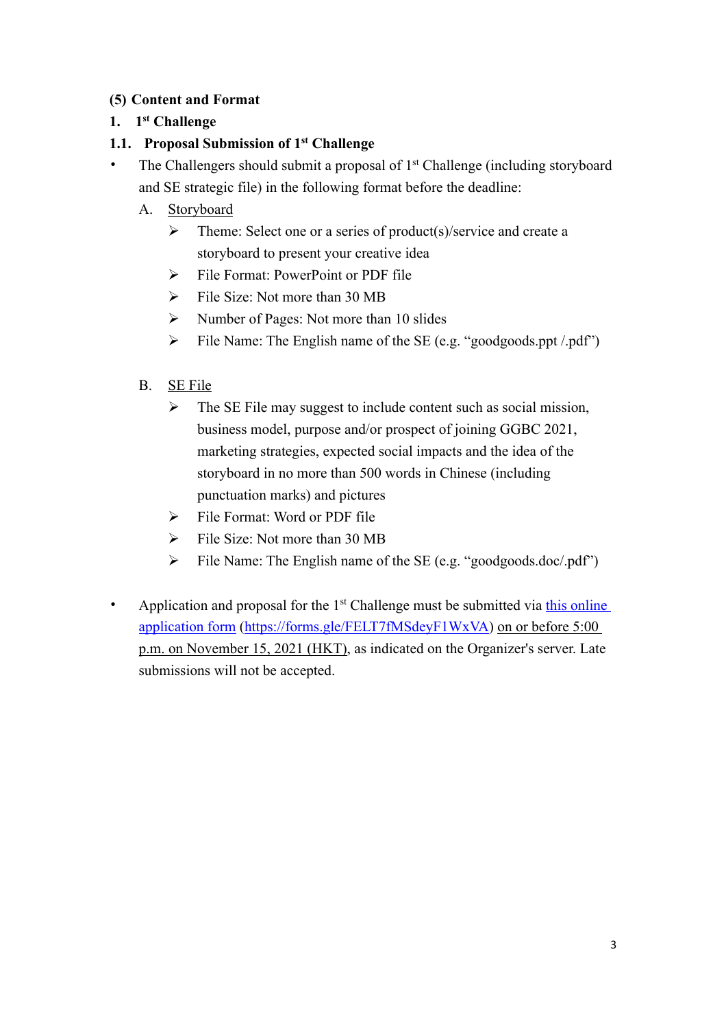### (5) Content and Format

### 1. 1st Challenge

#### 1.1. Proposal Submission of 1st Challenge

- The Challengers should submit a proposal of 1st Challenge (including storyboard and SE strategic file) in the following format before the deadline:

  A. <u>Storyboard</u>
  - Theme: Select one or a series of product(s)/service and create a storyboard to present your creative idea
  - File Format: PowerPoint or PDF file
  - File Size: Not more than 30 MB
  - Number of Pages: Not more than 10 slides
  - File Name: The English name of the SE (e.g. "goodgoods.ppt /.pdf")

  B. <u>SE File</u>
  - The SE File may suggest to include content such as social mission, business model, purpose and/or prospect of joining GGBC 2021, marketing strategies, expected social impacts and the idea of the storyboard in no more than 500 words in Chinese (including punctuation marks) and pictures
  - File Format: Word or PDF file
  - File Size: Not more than 30 MB
  - File Name: The English name of the SE (e.g. "goodgoods.doc/.pdf")

- Application and proposal for the 1st Challenge must be submitted via [this online application form](https://forms.gle/FELT7fMSdeyF1WxVA) (https://forms.gle/FELT7fMSdeyF1WxVA) <u>on or before 5:00 p.m. on November 15, 2021 (HKT)</u>, as indicated on the Organizer's server. Late submissions will not be accepted.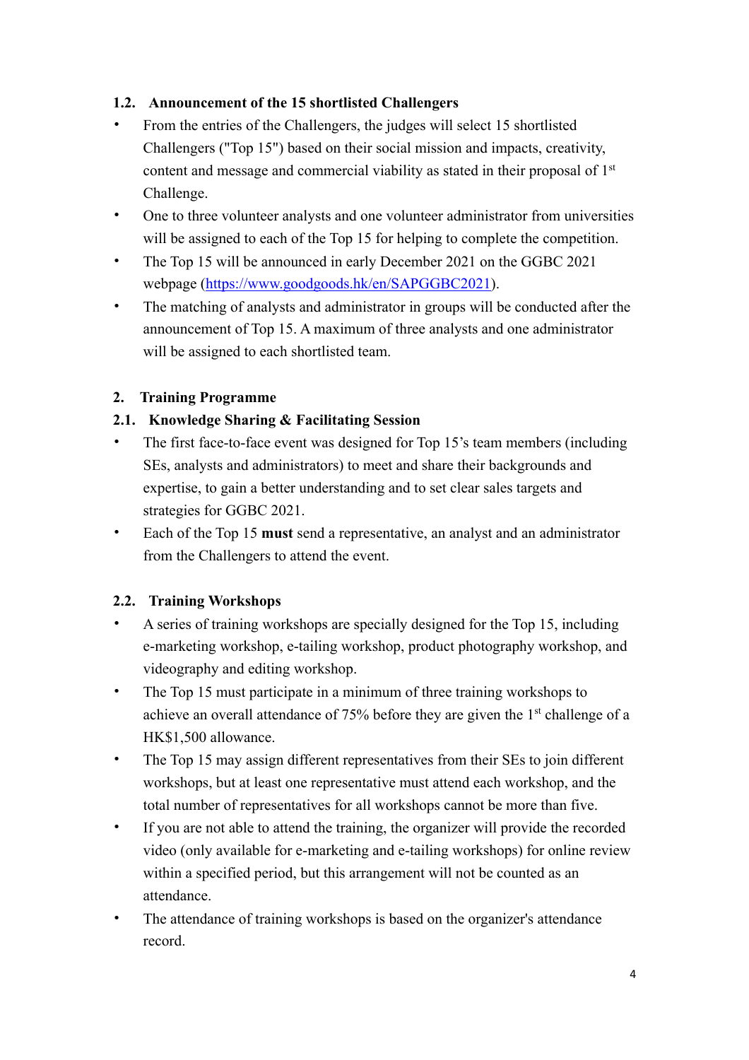### 1.2. Announcement of the 15 shortlisted Challengers

- From the entries of the Challengers, the judges will select 15 shortlisted Challengers ("Top 15") based on their social mission and impacts, creativity, content and message and commercial viability as stated in their proposal of 1st Challenge.
- One to three volunteer analysts and one volunteer administrator from universities will be assigned to each of the Top 15 for helping to complete the competition.
- The Top 15 will be announced in early December 2021 on the GGBC 2021 webpage (https://www.goodgoods.hk/en/SAPGGBC2021).
- The matching of analysts and administrator in groups will be conducted after the announcement of Top 15. A maximum of three analysts and one administrator will be assigned to each shortlisted team.

## 2. Training Programme

### 2.1. Knowledge Sharing & Facilitating Session

- The first face-to-face event was designed for Top 15's team members (including SEs, analysts and administrators) to meet and share their backgrounds and expertise, to gain a better understanding and to set clear sales targets and strategies for GGBC 2021.
- Each of the Top 15 **must** send a representative, an analyst and an administrator from the Challengers to attend the event.

### 2.2. Training Workshops

- A series of training workshops are specially designed for the Top 15, including e-marketing workshop, e-tailing workshop, product photography workshop, and videography and editing workshop.
- The Top 15 must participate in a minimum of three training workshops to achieve an overall attendance of 75% before they are given the 1st challenge of a HK$1,500 allowance.
- The Top 15 may assign different representatives from their SEs to join different workshops, but at least one representative must attend each workshop, and the total number of representatives for all workshops cannot be more than five.
- If you are not able to attend the training, the organizer will provide the recorded video (only available for e-marketing and e-tailing workshops) for online review within a specified period, but this arrangement will not be counted as an attendance.
- The attendance of training workshops is based on the organizer's attendance record.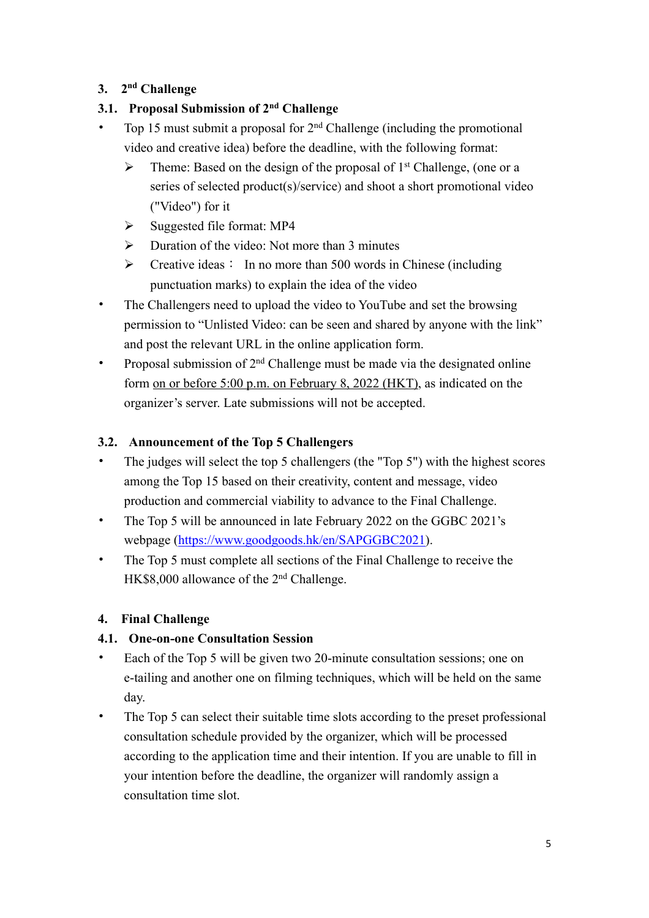## 3. 2nd Challenge

### 3.1. Proposal Submission of 2nd Challenge

- Top 15 must submit a proposal for 2nd Challenge (including the promotional video and creative idea) before the deadline, with the following format:
  - Theme: Based on the design of the proposal of 1st Challenge, (one or a series of selected product(s)/service) and shoot a short promotional video ("Video") for it
  - Suggested file format: MP4
  - Duration of the video: Not more than 3 minutes
  - Creative ideas： In no more than 500 words in Chinese (including punctuation marks) to explain the idea of the video
- The Challengers need to upload the video to YouTube and set the browsing permission to "Unlisted Video: can be seen and shared by anyone with the link" and post the relevant URL in the online application form.
- Proposal submission of 2nd Challenge must be made via the designated online form on or before 5:00 p.m. on February 8, 2022 (HKT), as indicated on the organizer's server. Late submissions will not be accepted.

### 3.2. Announcement of the Top 5 Challengers

- The judges will select the top 5 challengers (the "Top 5") with the highest scores among the Top 15 based on their creativity, content and message, video production and commercial viability to advance to the Final Challenge.
- The Top 5 will be announced in late February 2022 on the GGBC 2021's webpage (https://www.goodgoods.hk/en/SAPGGBC2021).
- The Top 5 must complete all sections of the Final Challenge to receive the HK$8,000 allowance of the 2nd Challenge.

## 4. Final Challenge

### 4.1. One-on-one Consultation Session

- Each of the Top 5 will be given two 20-minute consultation sessions; one on e-tailing and another one on filming techniques, which will be held on the same day.
- The Top 5 can select their suitable time slots according to the preset professional consultation schedule provided by the organizer, which will be processed according to the application time and their intention. If you are unable to fill in your intention before the deadline, the organizer will randomly assign a consultation time slot.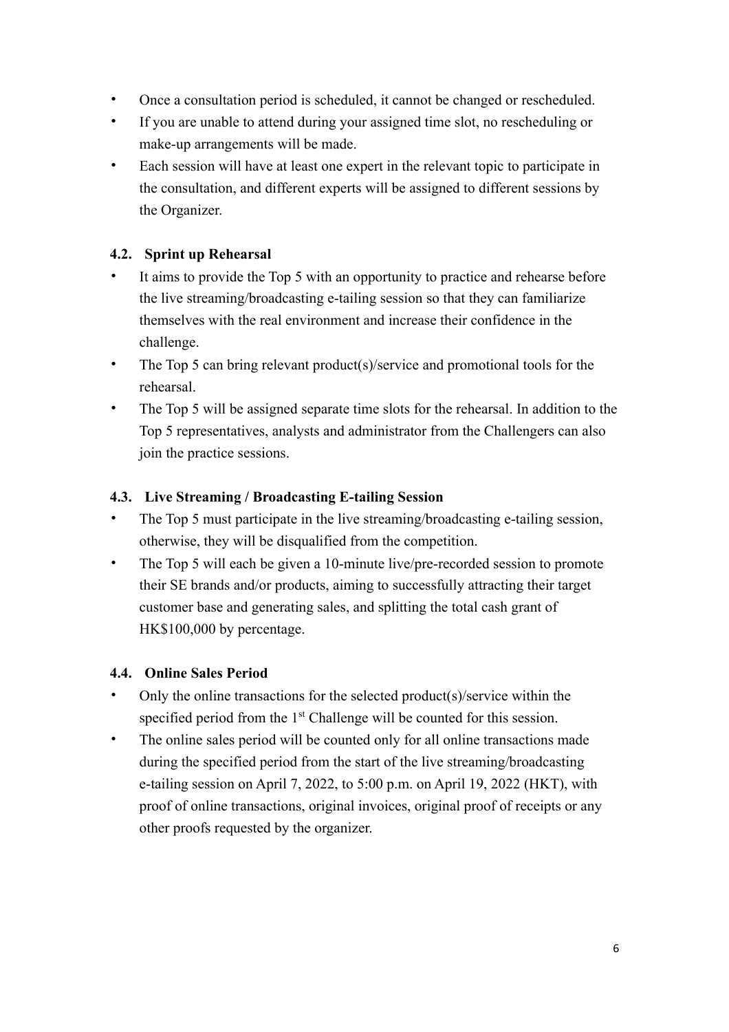- Once a consultation period is scheduled, it cannot be changed or rescheduled.
- If you are unable to attend during your assigned time slot, no rescheduling or make-up arrangements will be made.
- Each session will have at least one expert in the relevant topic to participate in the consultation, and different experts will be assigned to different sessions by the Organizer.

### 4.2. Sprint up Rehearsal

- It aims to provide the Top 5 with an opportunity to practice and rehearse before the live streaming/broadcasting e-tailing session so that they can familiarize themselves with the real environment and increase their confidence in the challenge.
- The Top 5 can bring relevant product(s)/service and promotional tools for the rehearsal.
- The Top 5 will be assigned separate time slots for the rehearsal. In addition to the Top 5 representatives, analysts and administrator from the Challengers can also join the practice sessions.

### 4.3. Live Streaming / Broadcasting E-tailing Session

- The Top 5 must participate in the live streaming/broadcasting e-tailing session, otherwise, they will be disqualified from the competition.
- The Top 5 will each be given a 10-minute live/pre-recorded session to promote their SE brands and/or products, aiming to successfully attracting their target customer base and generating sales, and splitting the total cash grant of HK$100,000 by percentage.

### 4.4. Online Sales Period

- Only the online transactions for the selected product(s)/service within the specified period from the 1st Challenge will be counted for this session.
- The online sales period will be counted only for all online transactions made during the specified period from the start of the live streaming/broadcasting e-tailing session on April 7, 2022, to 5:00 p.m. on April 19, 2022 (HKT), with proof of online transactions, original invoices, original proof of receipts or any other proofs requested by the organizer.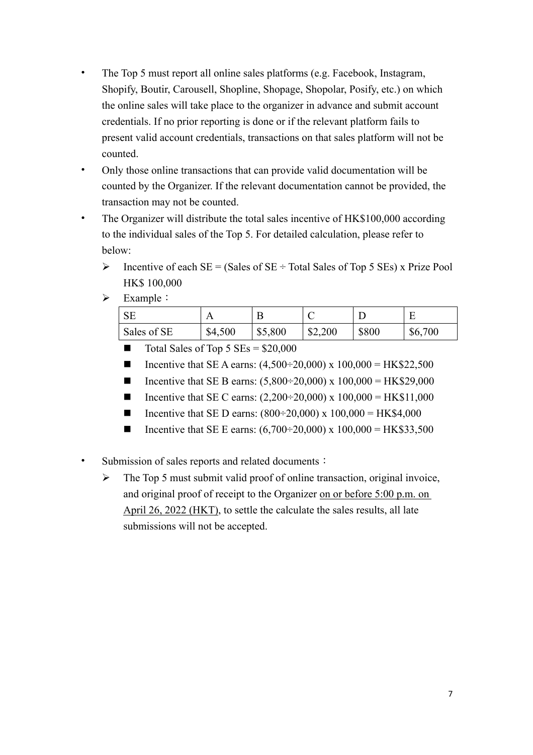- The Top 5 must report all online sales platforms (e.g. Facebook, Instagram, Shopify, Boutir, Carousell, Shopline, Shopage, Shopolar, Posify, etc.) on which the online sales will take place to the organizer in advance and submit account credentials. If no prior reporting is done or if the relevant platform fails to present valid account credentials, transactions on that sales platform will not be counted.
- Only those online transactions that can provide valid documentation will be counted by the Organizer. If the relevant documentation cannot be provided, the transaction may not be counted.
- The Organizer will distribute the total sales incentive of HK$100,000 according to the individual sales of the Top 5. For detailed calculation, please refer to below:
  - Incentive of each SE = (Sales of SE ÷ Total Sales of Top 5 SEs) x Prize Pool HK$ 100,000
  - Example：

    | SE | A | B | C | D | E |
    |---|---|---|---|---|---|
    | Sales of SE | $4,500 | $5,800 | $2,200 | $800 | $6,700 |

    - Total Sales of Top 5 SEs = $20,000
    - Incentive that SE A earns: (4,500÷20,000) x 100,000 = HK$22,500
    - Incentive that SE B earns: (5,800÷20,000) x 100,000 = HK$29,000
    - Incentive that SE C earns: (2,200÷20,000) x 100,000 = HK$11,000
    - Incentive that SE D earns: (800÷20,000) x 100,000 = HK$4,000
    - Incentive that SE E earns: (6,700÷20,000) x 100,000 = HK$33,500

- Submission of sales reports and related documents：
  - The Top 5 must submit valid proof of online transaction, original invoice, and original proof of receipt to the Organizer <u>on or before 5:00 p.m. on April 26, 2022 (HKT)</u>, to settle the calculate the sales results, all late submissions will not be accepted.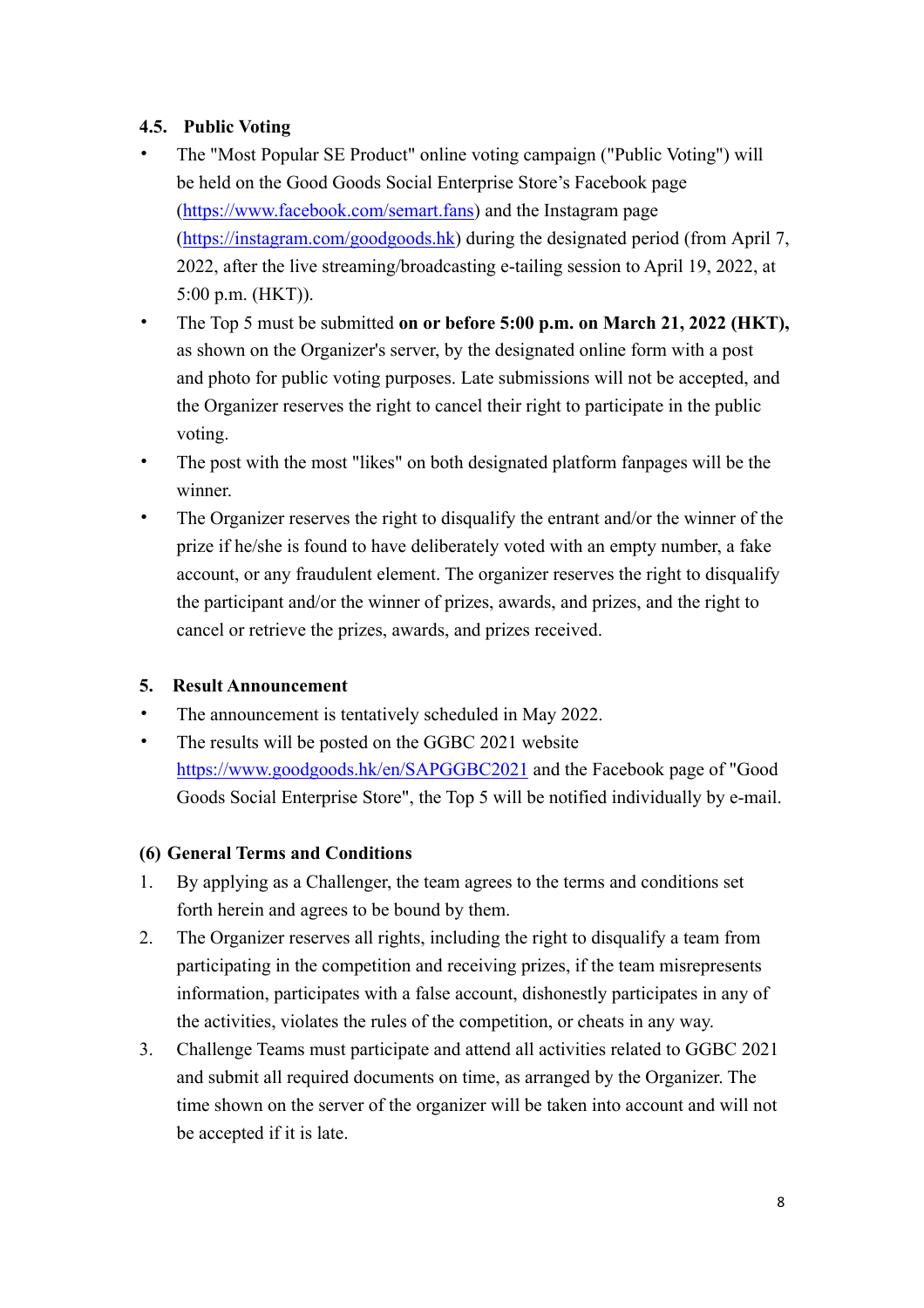### 4.5. Public Voting

- The "Most Popular SE Product" online voting campaign ("Public Voting") will be held on the Good Goods Social Enterprise Store's Facebook page ([https://www.facebook.com/semart.fans](https://www.facebook.com/semart.fans)) and the Instagram page ([https://instagram.com/goodgoods.hk](https://instagram.com/goodgoods.hk)) during the designated period (from April 7, 2022, after the live streaming/broadcasting e-tailing session to April 19, 2022, at 5:00 p.m. (HKT)).
- The Top 5 must be submitted **on or before 5:00 p.m. on March 21, 2022 (HKT),** as shown on the Organizer's server, by the designated online form with a post and photo for public voting purposes. Late submissions will not be accepted, and the Organizer reserves the right to cancel their right to participate in the public voting.
- The post with the most "likes" on both designated platform fanpages will be the winner.
- The Organizer reserves the right to disqualify the entrant and/or the winner of the prize if he/she is found to have deliberately voted with an empty number, a fake account, or any fraudulent element. The organizer reserves the right to disqualify the participant and/or the winner of prizes, awards, and prizes, and the right to cancel or retrieve the prizes, awards, and prizes received.

## 5. Result Announcement

- The announcement is tentatively scheduled in May 2022.
- The results will be posted on the GGBC 2021 website [https://www.goodgoods.hk/en/SAPGGBC2021](https://www.goodgoods.hk/en/SAPGGBC2021) and the Facebook page of "Good Goods Social Enterprise Store", the Top 5 will be notified individually by e-mail.

## (6) General Terms and Conditions

1. By applying as a Challenger, the team agrees to the terms and conditions set forth herein and agrees to be bound by them.
2. The Organizer reserves all rights, including the right to disqualify a team from participating in the competition and receiving prizes, if the team misrepresents information, participates with a false account, dishonestly participates in any of the activities, violates the rules of the competition, or cheats in any way.
3. Challenge Teams must participate and attend all activities related to GGBC 2021 and submit all required documents on time, as arranged by the Organizer. The time shown on the server of the organizer will be taken into account and will not be accepted if it is late.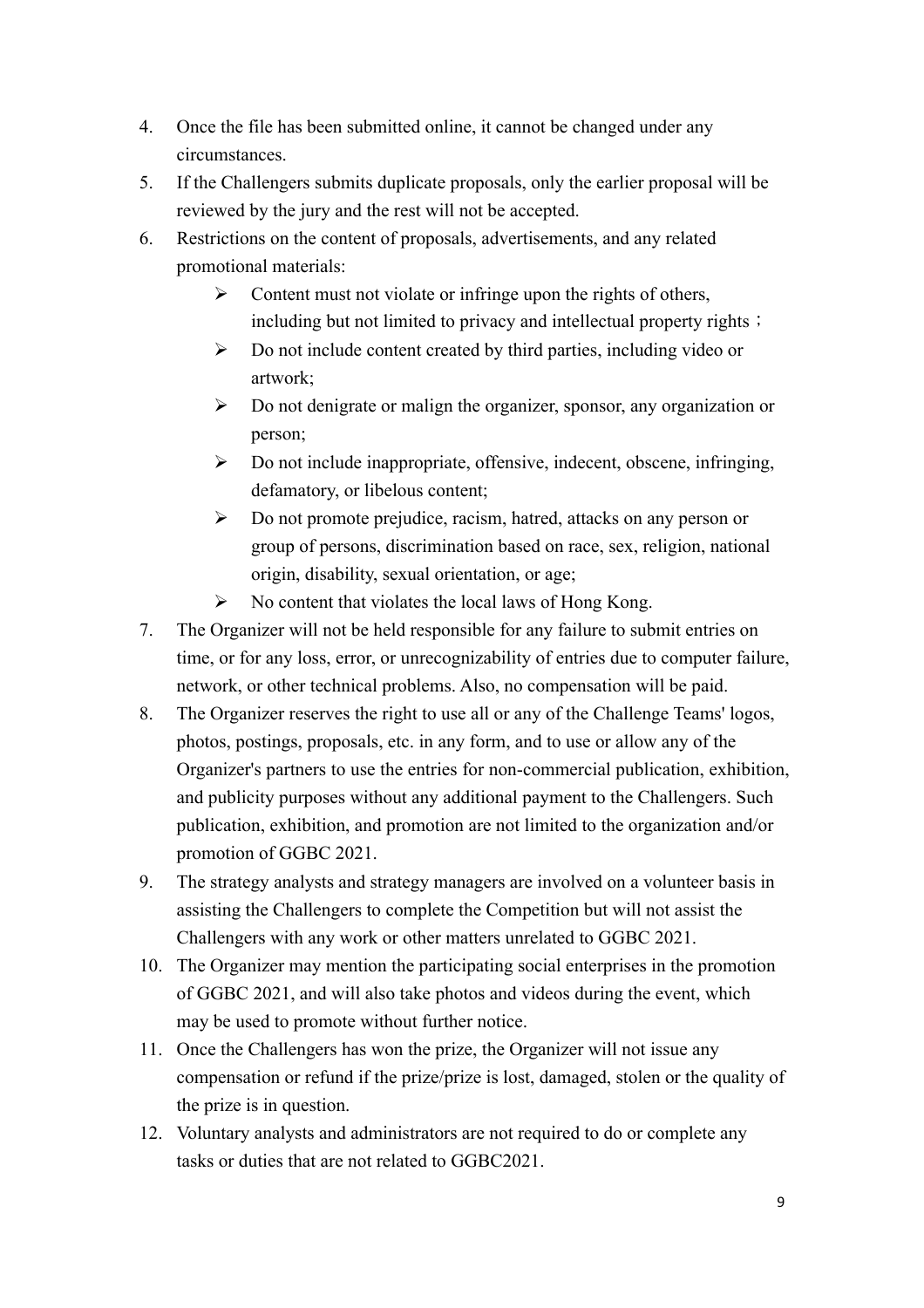4. Once the file has been submitted online, it cannot be changed under any circumstances.
5. If the Challengers submits duplicate proposals, only the earlier proposal will be reviewed by the jury and the rest will not be accepted.
6. Restrictions on the content of proposals, advertisements, and any related promotional materials:
   - Content must not violate or infringe upon the rights of others, including but not limited to privacy and intellectual property rights；
   - Do not include content created by third parties, including video or artwork;
   - Do not denigrate or malign the organizer, sponsor, any organization or person;
   - Do not include inappropriate, offensive, indecent, obscene, infringing, defamatory, or libelous content;
   - Do not promote prejudice, racism, hatred, attacks on any person or group of persons, discrimination based on race, sex, religion, national origin, disability, sexual orientation, or age;
   - No content that violates the local laws of Hong Kong.
7. The Organizer will not be held responsible for any failure to submit entries on time, or for any loss, error, or unrecognizability of entries due to computer failure, network, or other technical problems. Also, no compensation will be paid.
8. The Organizer reserves the right to use all or any of the Challenge Teams' logos, photos, postings, proposals, etc. in any form, and to use or allow any of the Organizer's partners to use the entries for non-commercial publication, exhibition, and publicity purposes without any additional payment to the Challengers. Such publication, exhibition, and promotion are not limited to the organization and/or promotion of GGBC 2021.
9. The strategy analysts and strategy managers are involved on a volunteer basis in assisting the Challengers to complete the Competition but will not assist the Challengers with any work or other matters unrelated to GGBC 2021.
10. The Organizer may mention the participating social enterprises in the promotion of GGBC 2021, and will also take photos and videos during the event, which may be used to promote without further notice.
11. Once the Challengers has won the prize, the Organizer will not issue any compensation or refund if the prize/prize is lost, damaged, stolen or the quality of the prize is in question.
12. Voluntary analysts and administrators are not required to do or complete any tasks or duties that are not related to GGBC2021.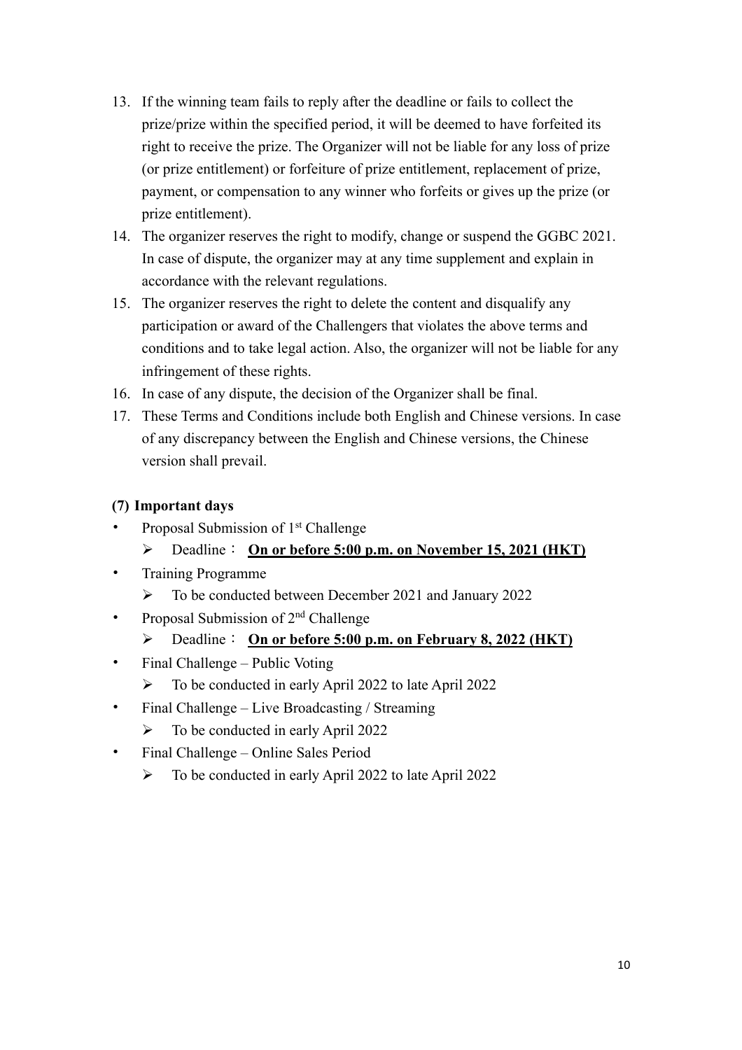13. If the winning team fails to reply after the deadline or fails to collect the prize/prize within the specified period, it will be deemed to have forfeited its right to receive the prize. The Organizer will not be liable for any loss of prize (or prize entitlement) or forfeiture of prize entitlement, replacement of prize, payment, or compensation to any winner who forfeits or gives up the prize (or prize entitlement).
14. The organizer reserves the right to modify, change or suspend the GGBC 2021. In case of dispute, the organizer may at any time supplement and explain in accordance with the relevant regulations.
15. The organizer reserves the right to delete the content and disqualify any participation or award of the Challengers that violates the above terms and conditions and to take legal action. Also, the organizer will not be liable for any infringement of these rights.
16. In case of any dispute, the decision of the Organizer shall be final.
17. These Terms and Conditions include both English and Chinese versions. In case of any discrepancy between the English and Chinese versions, the Chinese version shall prevail.

### (7) Important days

- Proposal Submission of 1st Challenge
  - Deadline： **On or before 5:00 p.m. on November 15, 2021 (HKT)**
- Training Programme
  - To be conducted between December 2021 and January 2022
- Proposal Submission of 2nd Challenge
  - Deadline： **On or before 5:00 p.m. on February 8, 2022 (HKT)**
- Final Challenge – Public Voting
  - To be conducted in early April 2022 to late April 2022
- Final Challenge – Live Broadcasting / Streaming
  - To be conducted in early April 2022
- Final Challenge – Online Sales Period
  - To be conducted in early April 2022 to late April 2022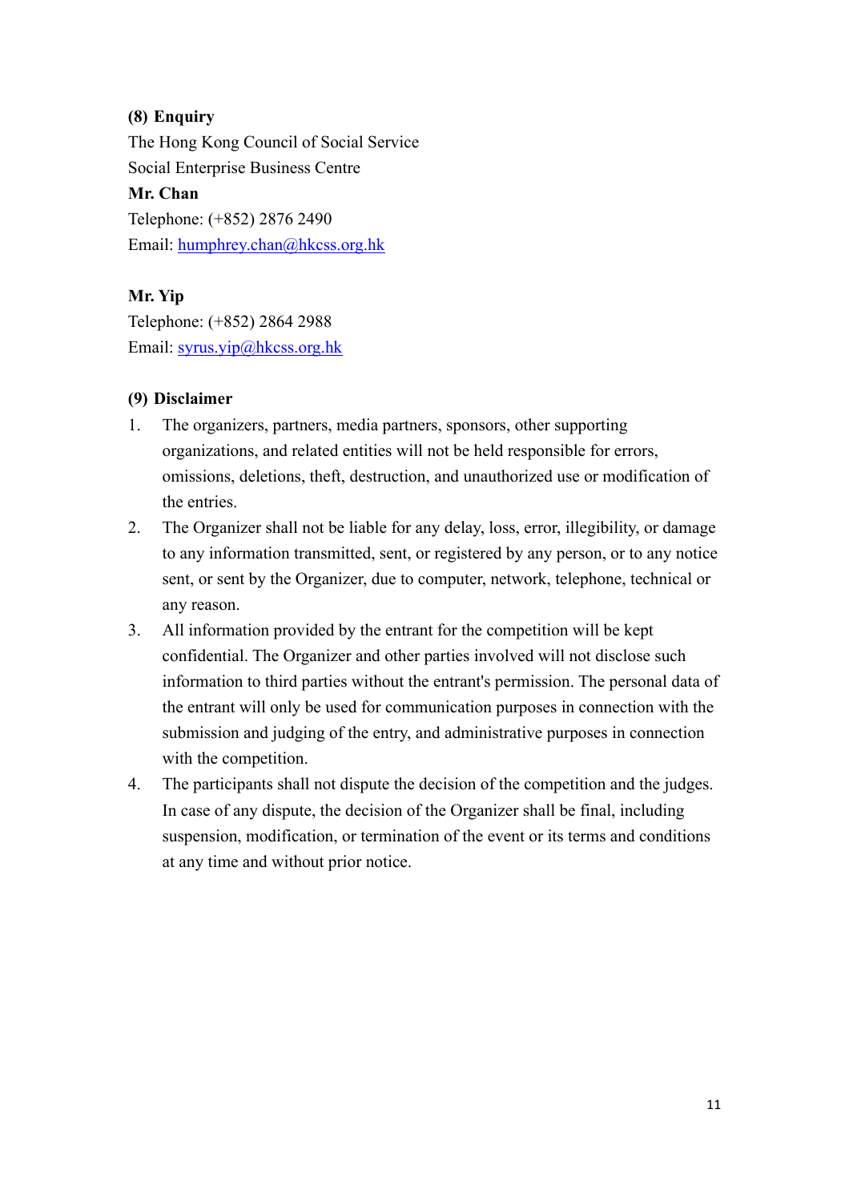**(8) Enquiry**

The Hong Kong Council of Social Service
Social Enterprise Business Centre

**Mr. Chan**
Telephone: (+852) 2876 2490
Email: humphrey.chan@hkcss.org.hk

**Mr. Yip**
Telephone: (+852) 2864 2988
Email: syrus.yip@hkcss.org.hk

**(9) Disclaimer**

1. The organizers, partners, media partners, sponsors, other supporting organizations, and related entities will not be held responsible for errors, omissions, deletions, theft, destruction, and unauthorized use or modification of the entries.
2. The Organizer shall not be liable for any delay, loss, error, illegibility, or damage to any information transmitted, sent, or registered by any person, or to any notice sent, or sent by the Organizer, due to computer, network, telephone, technical or any reason.
3. All information provided by the entrant for the competition will be kept confidential. The Organizer and other parties involved will not disclose such information to third parties without the entrant's permission. The personal data of the entrant will only be used for communication purposes in connection with the submission and judging of the entry, and administrative purposes in connection with the competition.
4. The participants shall not dispute the decision of the competition and the judges. In case of any dispute, the decision of the Organizer shall be final, including suspension, modification, or termination of the event or its terms and conditions at any time and without prior notice.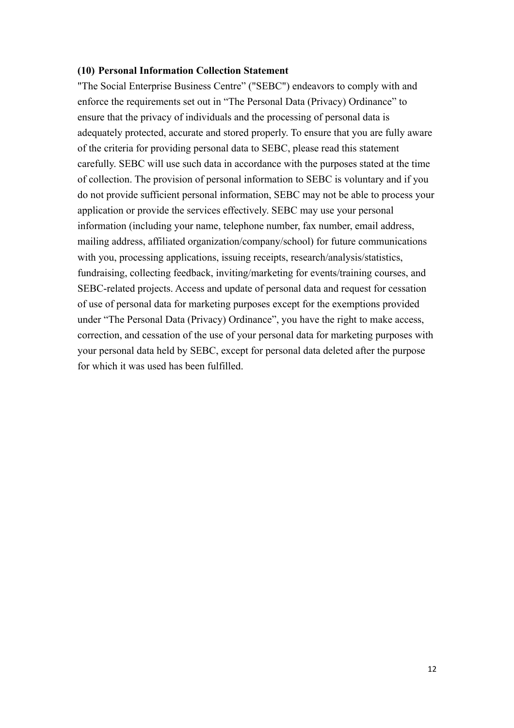**(10) Personal Information Collection Statement**

"The Social Enterprise Business Centre" ("SEBC") endeavors to comply with and enforce the requirements set out in "The Personal Data (Privacy) Ordinance" to ensure that the privacy of individuals and the processing of personal data is adequately protected, accurate and stored properly. To ensure that you are fully aware of the criteria for providing personal data to SEBC, please read this statement carefully. SEBC will use such data in accordance with the purposes stated at the time of collection. The provision of personal information to SEBC is voluntary and if you do not provide sufficient personal information, SEBC may not be able to process your application or provide the services effectively. SEBC may use your personal information (including your name, telephone number, fax number, email address, mailing address, affiliated organization/company/school) for future communications with you, processing applications, issuing receipts, research/analysis/statistics, fundraising, collecting feedback, inviting/marketing for events/training courses, and SEBC-related projects. Access and update of personal data and request for cessation of use of personal data for marketing purposes except for the exemptions provided under "The Personal Data (Privacy) Ordinance", you have the right to make access, correction, and cessation of the use of your personal data for marketing purposes with your personal data held by SEBC, except for personal data deleted after the purpose for which it was used has been fulfilled.